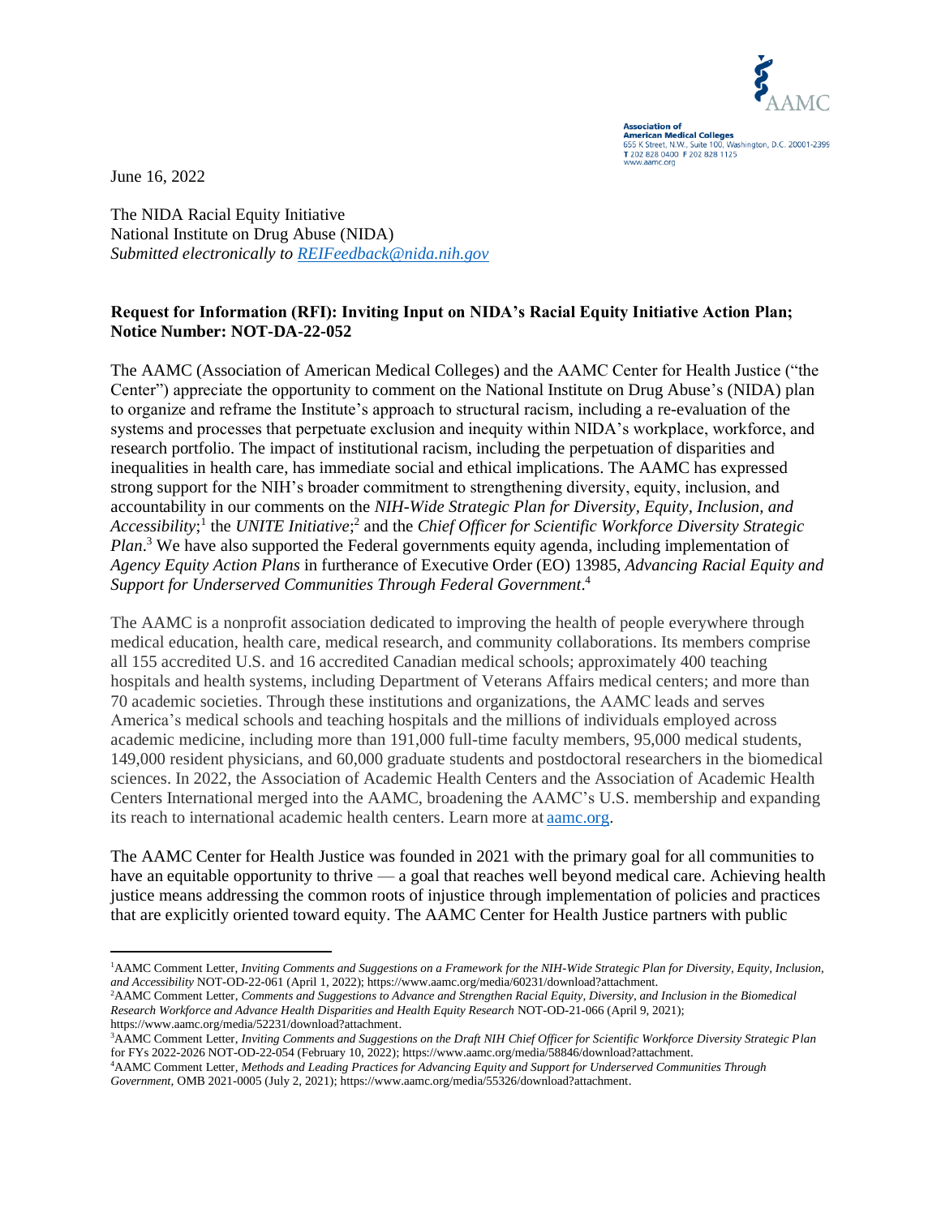Association of American Medical Colleges
655 K Street, N.W., Suite 100, Washington, D.C. 20001-2399
T 202 828 0400 F 202 828 1125
www.aamc.org

June 16, 2022

The NIDA Racial Equity Initiative
National Institute on Drug Abuse (NIDA)
*Submitted electronically to REIFeedback@nida.nih.gov*

**Request for Information (RFI): Inviting Input on NIDA's Racial Equity Initiative Action Plan; Notice Number: NOT-DA-22-052**

The AAMC (Association of American Medical Colleges) and the AAMC Center for Health Justice ("the Center") appreciate the opportunity to comment on the National Institute on Drug Abuse's (NIDA) plan to organize and reframe the Institute's approach to structural racism, including a re-evaluation of the systems and processes that perpetuate exclusion and inequity within NIDA's workplace, workforce, and research portfolio. The impact of institutional racism, including the perpetuation of disparities and inequalities in health care, has immediate social and ethical implications. The AAMC has expressed strong support for the NIH's broader commitment to strengthening diversity, equity, inclusion, and accountability in our comments on the *NIH-Wide Strategic Plan for Diversity, Equity, Inclusion, and Accessibility*;[1] the *UNITE Initiative*;[2] and the *Chief Officer for Scientific Workforce Diversity Strategic Plan*.[3] We have also supported the Federal governments equity agenda, including implementation of *Agency Equity Action Plans* in furtherance of Executive Order (EO) 13985, *Advancing Racial Equity and Support for Underserved Communities Through Federal Government*.[4]

The AAMC is a nonprofit association dedicated to improving the health of people everywhere through medical education, health care, medical research, and community collaborations. Its members comprise all 155 accredited U.S. and 16 accredited Canadian medical schools; approximately 400 teaching hospitals and health systems, including Department of Veterans Affairs medical centers; and more than 70 academic societies. Through these institutions and organizations, the AAMC leads and serves America's medical schools and teaching hospitals and the millions of individuals employed across academic medicine, including more than 191,000 full-time faculty members, 95,000 medical students, 149,000 resident physicians, and 60,000 graduate students and postdoctoral researchers in the biomedical sciences. In 2022, the Association of Academic Health Centers and the Association of Academic Health Centers International merged into the AAMC, broadening the AAMC's U.S. membership and expanding its reach to international academic health centers. Learn more at aamc.org.

The AAMC Center for Health Justice was founded in 2021 with the primary goal for all communities to have an equitable opportunity to thrive — a goal that reaches well beyond medical care. Achieving health justice means addressing the common roots of injustice through implementation of policies and practices that are explicitly oriented toward equity. The AAMC Center for Health Justice partners with public

---

[1] AAMC Comment Letter, *Inviting Comments and Suggestions on a Framework for the NIH-Wide Strategic Plan for Diversity, Equity, Inclusion, and Accessibility* NOT-OD-22-061 (April 1, 2022); https://www.aamc.org/media/60231/download?attachment.

[2] AAMC Comment Letter, *Comments and Suggestions to Advance and Strengthen Racial Equity, Diversity, and Inclusion in the Biomedical Research Workforce and Advance Health Disparities and Health Equity Research* NOT-OD-21-066 (April 9, 2021); https://www.aamc.org/media/52231/download?attachment.

[3] AAMC Comment Letter, *Inviting Comments and Suggestions on the Draft NIH Chief Officer for Scientific Workforce Diversity Strategic Plan* for FYs 2022-2026 NOT-OD-22-054 (February 10, 2022); https://www.aamc.org/media/58846/download?attachment.

[4] AAMC Comment Letter, *Methods and Leading Practices for Advancing Equity and Support for Underserved Communities Through Government*, OMB 2021-0005 (July 2, 2021); https://www.aamc.org/media/55326/download?attachment.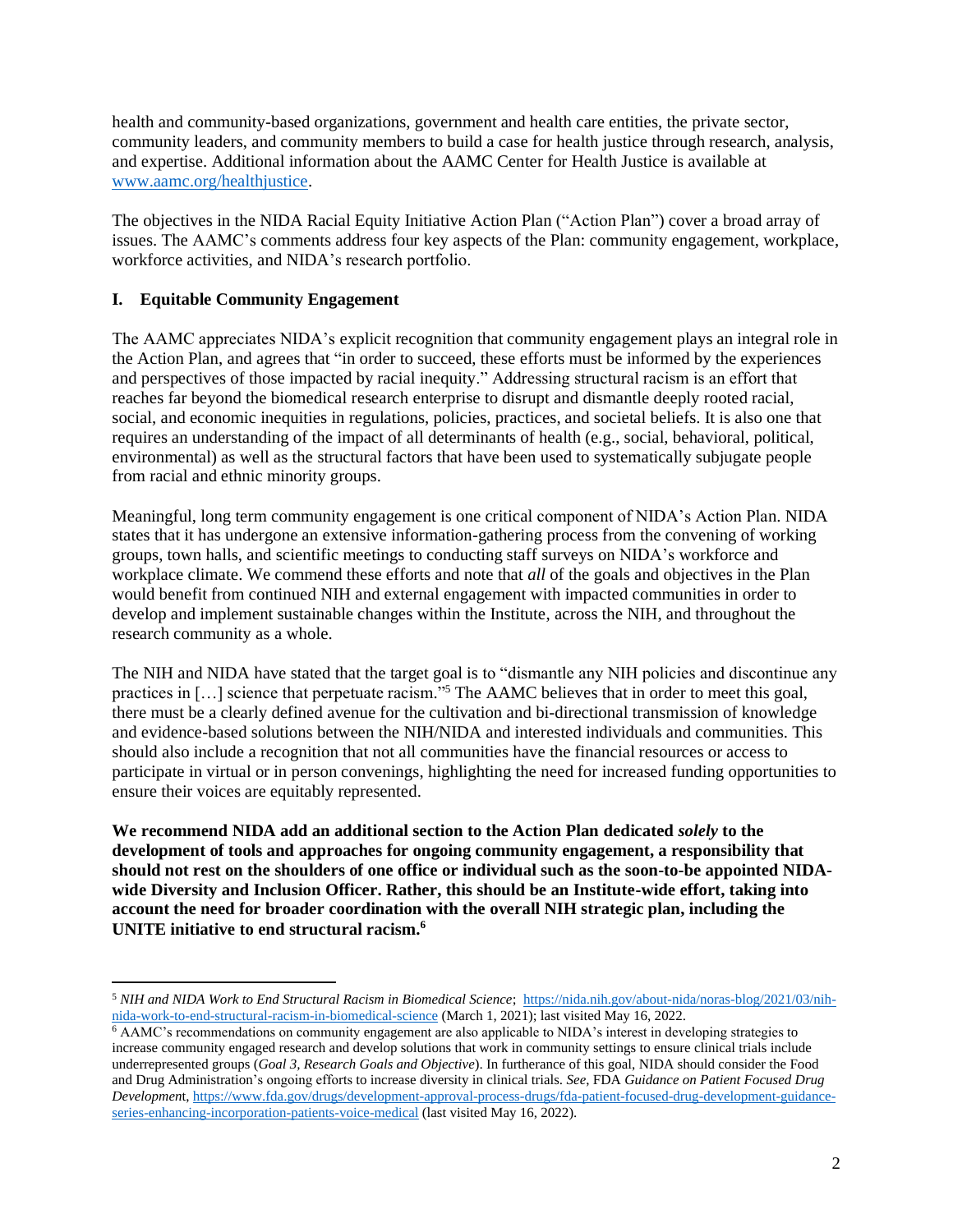health and community-based organizations, government and health care entities, the private sector, community leaders, and community members to build a case for health justice through research, analysis, and expertise. Additional information about the AAMC Center for Health Justice is available at [www.aamc.org/healthjustice](www.aamc.org/healthjustice).

The objectives in the NIDA Racial Equity Initiative Action Plan ("Action Plan") cover a broad array of issues. The AAMC's comments address four key aspects of the Plan: community engagement, workplace, workforce activities, and NIDA's research portfolio.

## I. Equitable Community Engagement

The AAMC appreciates NIDA's explicit recognition that community engagement plays an integral role in the Action Plan, and agrees that "in order to succeed, these efforts must be informed by the experiences and perspectives of those impacted by racial inequity." Addressing structural racism is an effort that reaches far beyond the biomedical research enterprise to disrupt and dismantle deeply rooted racial, social, and economic inequities in regulations, policies, practices, and societal beliefs. It is also one that requires an understanding of the impact of all determinants of health (e.g., social, behavioral, political, environmental) as well as the structural factors that have been used to systematically subjugate people from racial and ethnic minority groups.

Meaningful, long term community engagement is one critical component of NIDA's Action Plan. NIDA states that it has undergone an extensive information-gathering process from the convening of working groups, town halls, and scientific meetings to conducting staff surveys on NIDA's workforce and workplace climate. We commend these efforts and note that *all* of the goals and objectives in the Plan would benefit from continued NIH and external engagement with impacted communities in order to develop and implement sustainable changes within the Institute, across the NIH, and throughout the research community as a whole.

The NIH and NIDA have stated that the target goal is to "dismantle any NIH policies and discontinue any practices in […] science that perpetuate racism."[5] The AAMC believes that in order to meet this goal, there must be a clearly defined avenue for the cultivation and bi-directional transmission of knowledge and evidence-based solutions between the NIH/NIDA and interested individuals and communities. This should also include a recognition that not all communities have the financial resources or access to participate in virtual or in person convenings, highlighting the need for increased funding opportunities to ensure their voices are equitably represented.

**We recommend NIDA add an additional section to the Action Plan dedicated *solely* to the development of tools and approaches for ongoing community engagement, a responsibility that should not rest on the shoulders of one office or individual such as the soon-to-be appointed NIDA-wide Diversity and Inclusion Officer. Rather, this should be an Institute-wide effort, taking into account the need for broader coordination with the overall NIH strategic plan, including the UNITE initiative to end structural racism.**[6]

---

[5] *NIH and NIDA Work to End Structural Racism in Biomedical Science*; [https://nida.nih.gov/about-nida/noras-blog/2021/03/nih-nida-work-to-end-structural-racism-in-biomedical-science](https://nida.nih.gov/about-nida/noras-blog/2021/03/nih-nida-work-to-end-structural-racism-in-biomedical-science) (March 1, 2021); last visited May 16, 2022.

[6] AAMC's recommendations on community engagement are also applicable to NIDA's interest in developing strategies to increase community engaged research and develop solutions that work in community settings to ensure clinical trials include underrepresented groups (*Goal 3, Research Goals and Objective*). In furtherance of this goal, NIDA should consider the Food and Drug Administration's ongoing efforts to increase diversity in clinical trials. *See*, FDA *Guidance on Patient Focused Drug Development*, [https://www.fda.gov/drugs/development-approval-process-drugs/fda-patient-focused-drug-development-guidance-series-enhancing-incorporation-patients-voice-medical](https://www.fda.gov/drugs/development-approval-process-drugs/fda-patient-focused-drug-development-guidance-series-enhancing-incorporation-patients-voice-medical) (last visited May 16, 2022).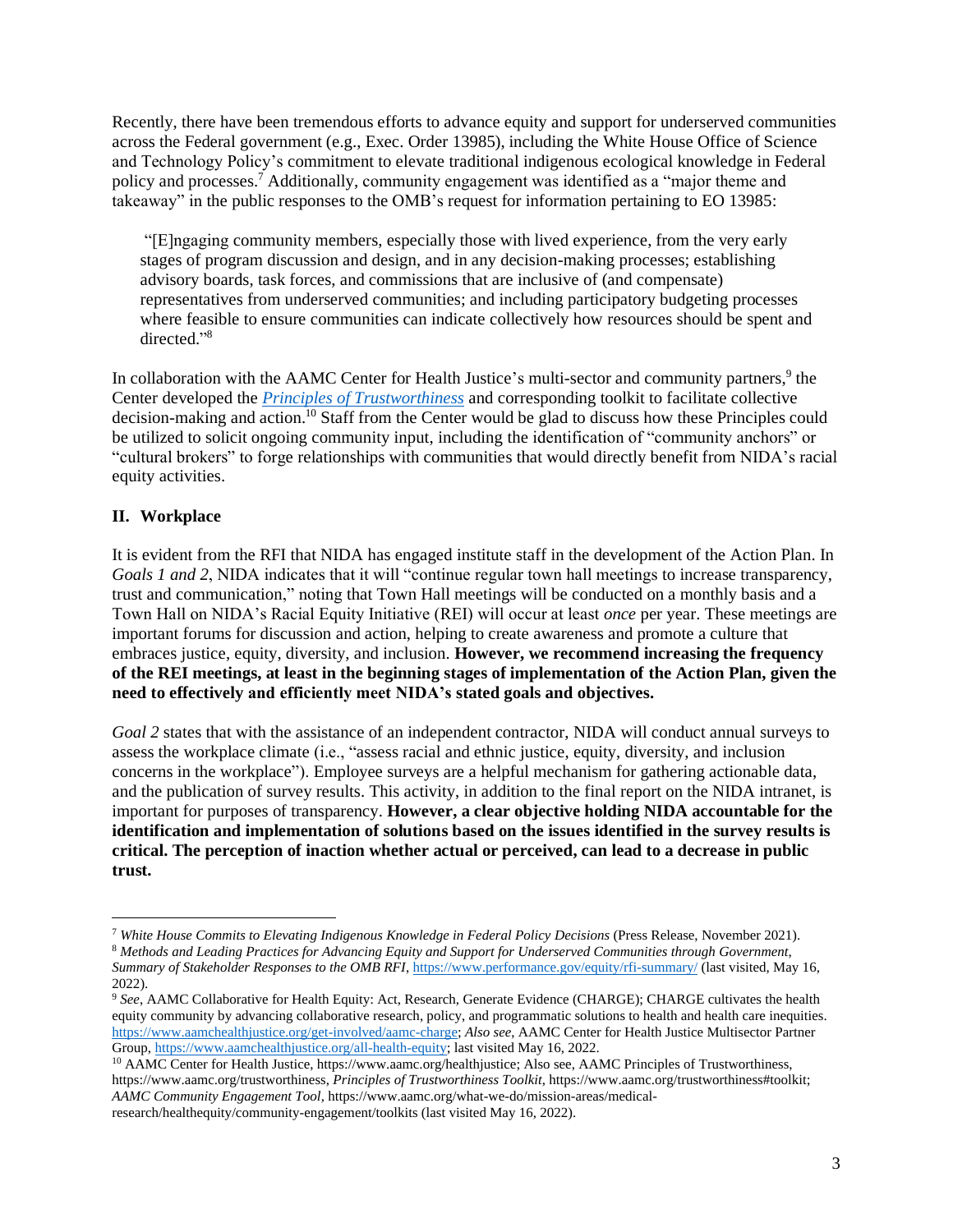Recently, there have been tremendous efforts to advance equity and support for underserved communities across the Federal government (e.g., Exec. Order 13985), including the White House Office of Science and Technology Policy's commitment to elevate traditional indigenous ecological knowledge in Federal policy and processes.[7] Additionally, community engagement was identified as a "major theme and takeaway" in the public responses to the OMB's request for information pertaining to EO 13985:

> "[E]ngaging community members, especially those with lived experience, from the very early stages of program discussion and design, and in any decision-making processes; establishing advisory boards, task forces, and commissions that are inclusive of (and compensate) representatives from underserved communities; and including participatory budgeting processes where feasible to ensure communities can indicate collectively how resources should be spent and directed."[8]

In collaboration with the AAMC Center for Health Justice's multi-sector and community partners,[9] the Center developed the *Principles of Trustworthiness* and corresponding toolkit to facilitate collective decision-making and action.[10] Staff from the Center would be glad to discuss how these Principles could be utilized to solicit ongoing community input, including the identification of "community anchors" or "cultural brokers" to forge relationships with communities that would directly benefit from NIDA's racial equity activities.

## II. Workplace

It is evident from the RFI that NIDA has engaged institute staff in the development of the Action Plan. In *Goals 1 and 2*, NIDA indicates that it will "continue regular town hall meetings to increase transparency, trust and communication," noting that Town Hall meetings will be conducted on a monthly basis and a Town Hall on NIDA's Racial Equity Initiative (REI) will occur at least *once* per year. These meetings are important forums for discussion and action, helping to create awareness and promote a culture that embraces justice, equity, diversity, and inclusion. **However, we recommend increasing the frequency of the REI meetings, at least in the beginning stages of implementation of the Action Plan, given the need to effectively and efficiently meet NIDA's stated goals and objectives.**

*Goal 2* states that with the assistance of an independent contractor, NIDA will conduct annual surveys to assess the workplace climate (i.e., "assess racial and ethnic justice, equity, diversity, and inclusion concerns in the workplace"). Employee surveys are a helpful mechanism for gathering actionable data, and the publication of survey results. This activity, in addition to the final report on the NIDA intranet, is important for purposes of transparency. **However, a clear objective holding NIDA accountable for the identification and implementation of solutions based on the issues identified in the survey results is critical. The perception of inaction whether actual or perceived, can lead to a decrease in public trust.**

---

[7] *White House Commits to Elevating Indigenous Knowledge in Federal Policy Decisions* (Press Release, November 2021).

[8] *Methods and Leading Practices for Advancing Equity and Support for Underserved Communities through Government, Summary of Stakeholder Responses to the OMB RFI*, https://www.performance.gov/equity/rfi-summary/ (last visited, May 16, 2022).

[9] *See*, AAMC Collaborative for Health Equity: Act, Research, Generate Evidence (CHARGE); CHARGE cultivates the health equity community by advancing collaborative research, policy, and programmatic solutions to health and health care inequities. https://www.aamchealthjustice.org/get-involved/aamc-charge; *Also see*, AAMC Center for Health Justice Multisector Partner Group, https://www.aamchealthjustice.org/all-health-equity; last visited May 16, 2022.

[10] AAMC Center for Health Justice, https://www.aamc.org/healthjustice; Also see, AAMC Principles of Trustworthiness, https://www.aamc.org/trustworthiness, *Principles of Trustworthiness Toolkit*, https://www.aamc.org/trustworthiness#toolkit; *AAMC Community Engagement Tool*, https://www.aamc.org/what-we-do/mission-areas/medical-research/healthequity/community-engagement/toolkits (last visited May 16, 2022).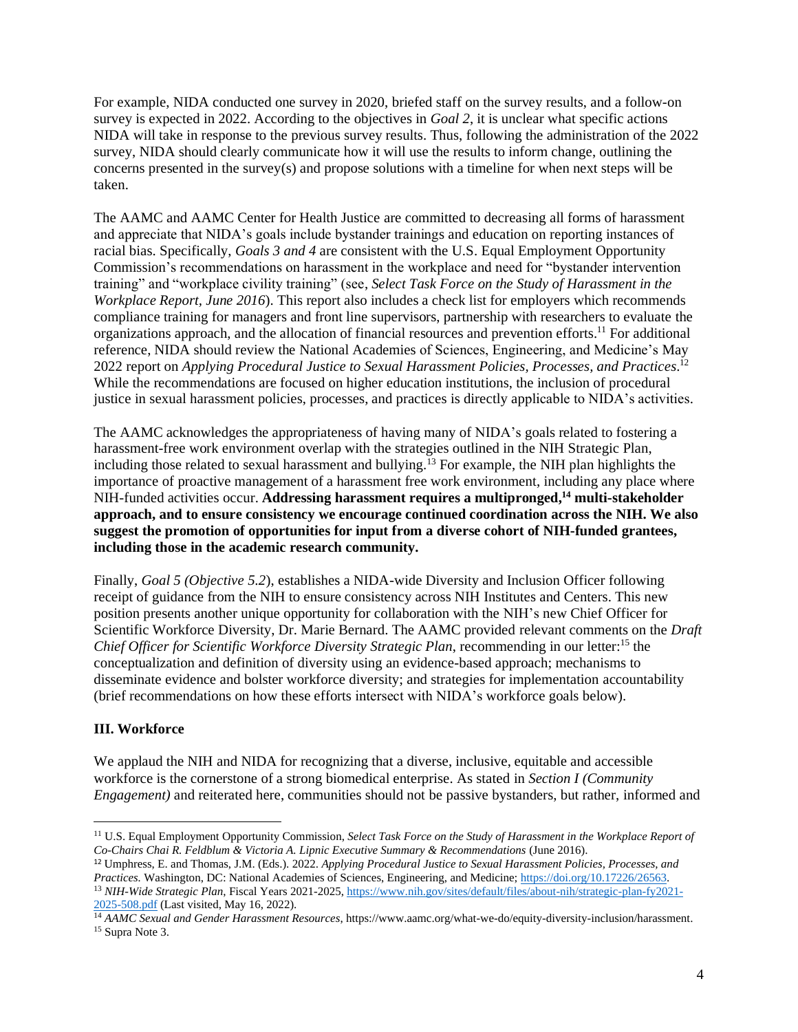For example, NIDA conducted one survey in 2020, briefed staff on the survey results, and a follow-on survey is expected in 2022. According to the objectives in *Goal 2*, it is unclear what specific actions NIDA will take in response to the previous survey results. Thus, following the administration of the 2022 survey, NIDA should clearly communicate how it will use the results to inform change, outlining the concerns presented in the survey(s) and propose solutions with a timeline for when next steps will be taken.

The AAMC and AAMC Center for Health Justice are committed to decreasing all forms of harassment and appreciate that NIDA's goals include bystander trainings and education on reporting instances of racial bias. Specifically, *Goals 3 and 4* are consistent with the U.S. Equal Employment Opportunity Commission's recommendations on harassment in the workplace and need for "bystander intervention training" and "workplace civility training" (see, *Select Task Force on the Study of Harassment in the Workplace Report, June 2016*). This report also includes a check list for employers which recommends compliance training for managers and front line supervisors, partnership with researchers to evaluate the organizations approach, and the allocation of financial resources and prevention efforts.[11] For additional reference, NIDA should review the National Academies of Sciences, Engineering, and Medicine's May 2022 report on *Applying Procedural Justice to Sexual Harassment Policies, Processes, and Practices*.[12] While the recommendations are focused on higher education institutions, the inclusion of procedural justice in sexual harassment policies, processes, and practices is directly applicable to NIDA's activities.

The AAMC acknowledges the appropriateness of having many of NIDA's goals related to fostering a harassment-free work environment overlap with the strategies outlined in the NIH Strategic Plan, including those related to sexual harassment and bullying.[13] For example, the NIH plan highlights the importance of proactive management of a harassment free work environment, including any place where NIH-funded activities occur. **Addressing harassment requires a multipronged,[14] multi-stakeholder approach, and to ensure consistency we encourage continued coordination across the NIH. We also suggest the promotion of opportunities for input from a diverse cohort of NIH-funded grantees, including those in the academic research community.**

Finally, *Goal 5 (Objective 5.2*), establishes a NIDA-wide Diversity and Inclusion Officer following receipt of guidance from the NIH to ensure consistency across NIH Institutes and Centers. This new position presents another unique opportunity for collaboration with the NIH's new Chief Officer for Scientific Workforce Diversity, Dr. Marie Bernard. The AAMC provided relevant comments on the *Draft Chief Officer for Scientific Workforce Diversity Strategic Plan*, recommending in our letter:[15] the conceptualization and definition of diversity using an evidence-based approach; mechanisms to disseminate evidence and bolster workforce diversity; and strategies for implementation accountability (brief recommendations on how these efforts intersect with NIDA's workforce goals below).

## III. Workforce

We applaud the NIH and NIDA for recognizing that a diverse, inclusive, equitable and accessible workforce is the cornerstone of a strong biomedical enterprise. As stated in *Section I (Community Engagement)* and reiterated here, communities should not be passive bystanders, but rather, informed and

---

[11] U.S. Equal Employment Opportunity Commission, *Select Task Force on the Study of Harassment in the Workplace Report of Co-Chairs Chai R. Feldblum & Victoria A. Lipnic Executive Summary & Recommendations* (June 2016).

[12] Umphress, E. and Thomas, J.M. (Eds.). 2022. *Applying Procedural Justice to Sexual Harassment Policies, Processes, and Practices.* Washington, DC: National Academies of Sciences, Engineering, and Medicine; https://doi.org/10.17226/26563.

[13] *NIH-Wide Strategic Plan*, Fiscal Years 2021-2025, https://www.nih.gov/sites/default/files/about-nih/strategic-plan-fy2021-2025-508.pdf (Last visited, May 16, 2022).

[14] *AAMC Sexual and Gender Harassment Resources*, https://www.aamc.org/what-we-do/equity-diversity-inclusion/harassment.

[15] Supra Note 3.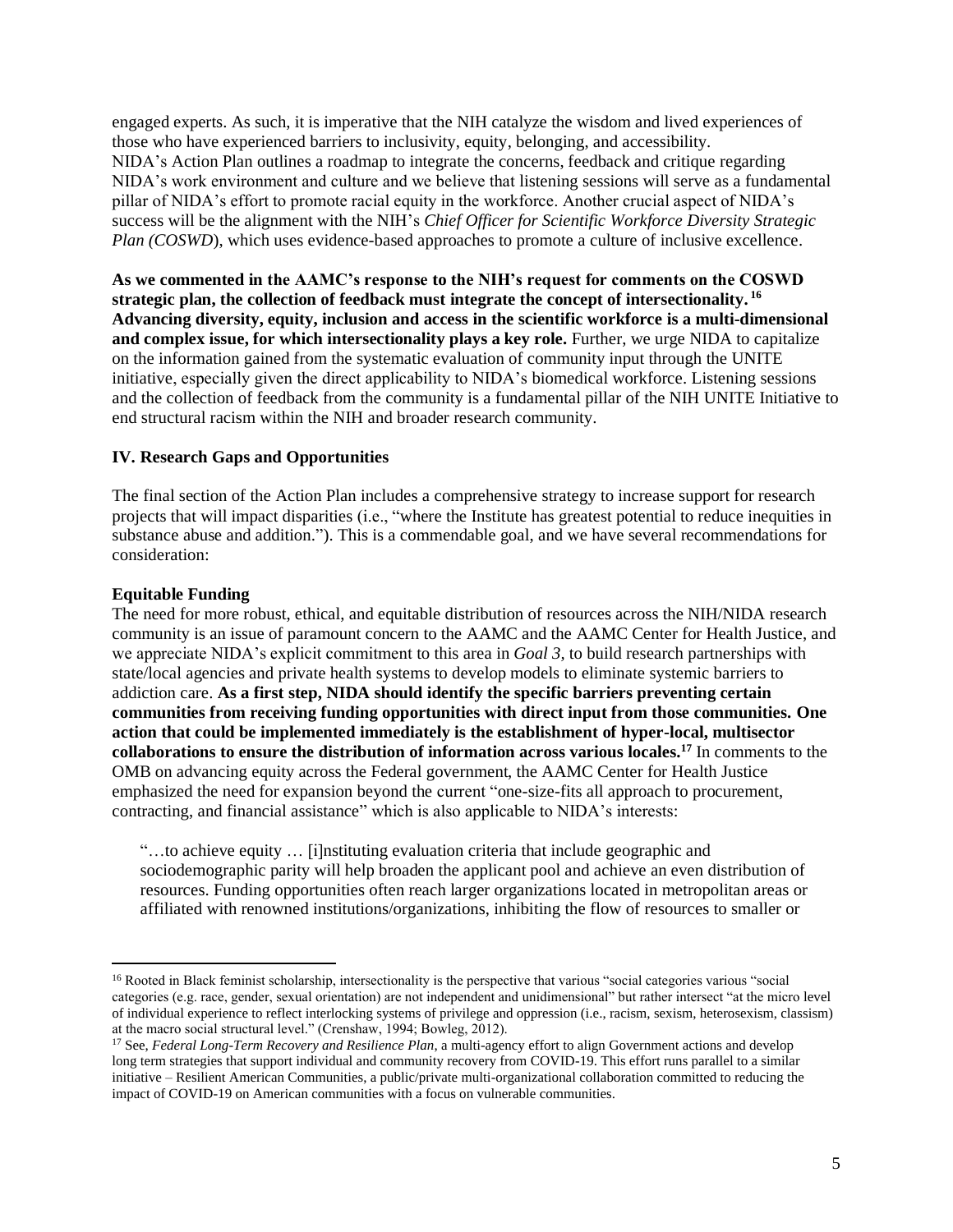engaged experts. As such, it is imperative that the NIH catalyze the wisdom and lived experiences of those who have experienced barriers to inclusivity, equity, belonging, and accessibility. NIDA's Action Plan outlines a roadmap to integrate the concerns, feedback and critique regarding NIDA's work environment and culture and we believe that listening sessions will serve as a fundamental pillar of NIDA's effort to promote racial equity in the workforce. Another crucial aspect of NIDA's success will be the alignment with the NIH's *Chief Officer for Scientific Workforce Diversity Strategic Plan (COSWD*), which uses evidence-based approaches to promote a culture of inclusive excellence.

**As we commented in the AAMC's response to the NIH's request for comments on the COSWD strategic plan, the collection of feedback must integrate the concept of intersectionality.**[16] **Advancing diversity, equity, inclusion and access in the scientific workforce is a multi-dimensional and complex issue, for which intersectionality plays a key role.** Further, we urge NIDA to capitalize on the information gained from the systematic evaluation of community input through the UNITE initiative, especially given the direct applicability to NIDA's biomedical workforce. Listening sessions and the collection of feedback from the community is a fundamental pillar of the NIH UNITE Initiative to end structural racism within the NIH and broader research community.

## IV. Research Gaps and Opportunities

The final section of the Action Plan includes a comprehensive strategy to increase support for research projects that will impact disparities (i.e., "where the Institute has greatest potential to reduce inequities in substance abuse and addition."). This is a commendable goal, and we have several recommendations for consideration:

### Equitable Funding

The need for more robust, ethical, and equitable distribution of resources across the NIH/NIDA research community is an issue of paramount concern to the AAMC and the AAMC Center for Health Justice, and we appreciate NIDA's explicit commitment to this area in *Goal 3*, to build research partnerships with state/local agencies and private health systems to develop models to eliminate systemic barriers to addiction care. **As a first step, NIDA should identify the specific barriers preventing certain communities from receiving funding opportunities with direct input from those communities. One action that could be implemented immediately is the establishment of hyper-local, multisector collaborations to ensure the distribution of information across various locales.**[17] In comments to the OMB on advancing equity across the Federal government, the AAMC Center for Health Justice emphasized the need for expansion beyond the current "one-size-fits all approach to procurement, contracting, and financial assistance" which is also applicable to NIDA's interests:

> "…to achieve equity … [i]nstituting evaluation criteria that include geographic and sociodemographic parity will help broaden the applicant pool and achieve an even distribution of resources. Funding opportunities often reach larger organizations located in metropolitan areas or affiliated with renowned institutions/organizations, inhibiting the flow of resources to smaller or

---

[16] Rooted in Black feminist scholarship, intersectionality is the perspective that various "social categories various "social categories (e.g. race, gender, sexual orientation) are not independent and unidimensional" but rather intersect "at the micro level of individual experience to reflect interlocking systems of privilege and oppression (i.e., racism, sexism, heterosexism, classism) at the macro social structural level." (Crenshaw, 1994; Bowleg, 2012).

[17] See, *Federal Long-Term Recovery and Resilience Plan*, a multi-agency effort to align Government actions and develop long term strategies that support individual and community recovery from COVID-19. This effort runs parallel to a similar initiative – Resilient American Communities, a public/private multi-organizational collaboration committed to reducing the impact of COVID-19 on American communities with a focus on vulnerable communities.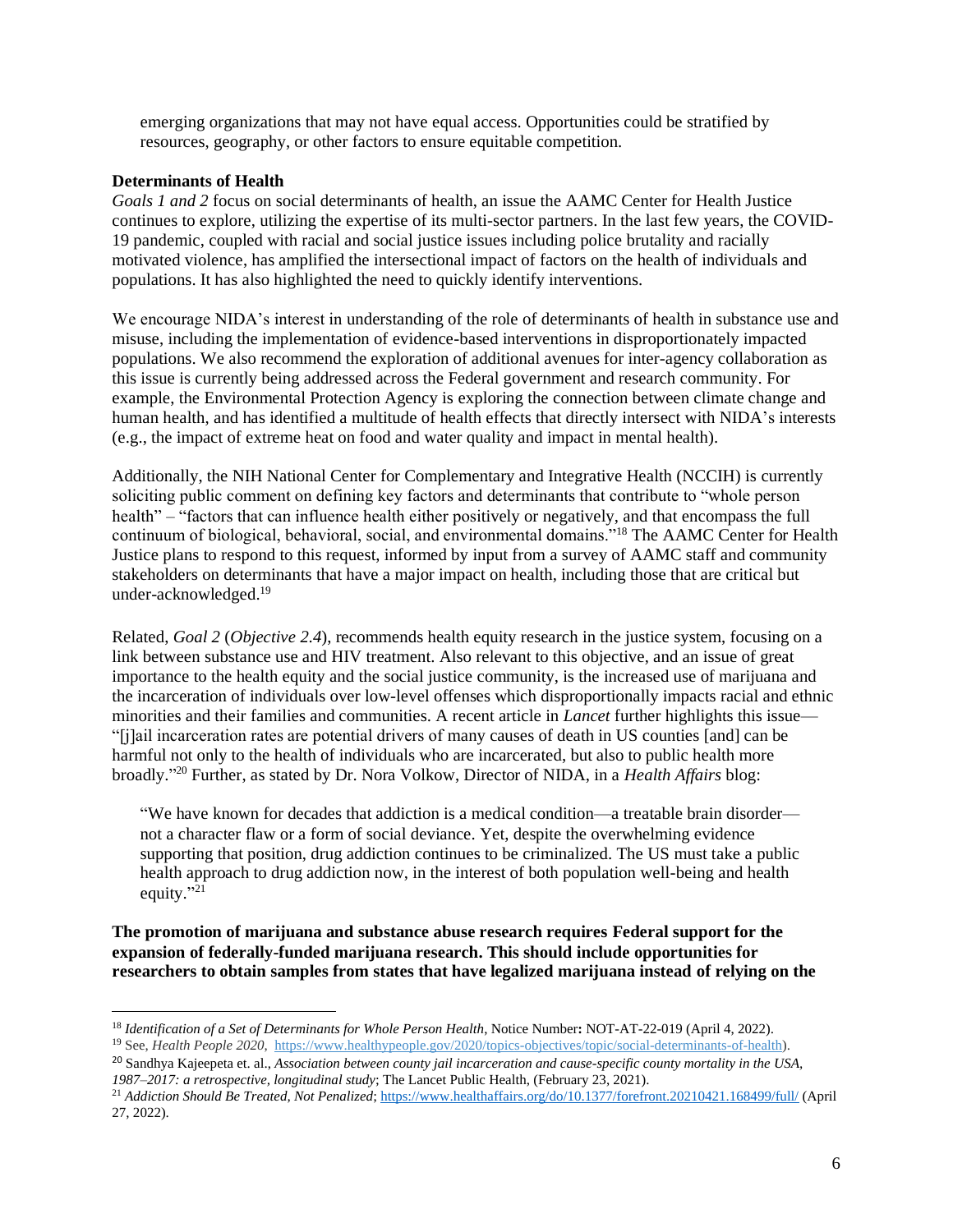emerging organizations that may not have equal access. Opportunities could be stratified by resources, geography, or other factors to ensure equitable competition.

**Determinants of Health**

*Goals 1 and 2* focus on social determinants of health, an issue the AAMC Center for Health Justice continues to explore, utilizing the expertise of its multi-sector partners. In the last few years, the COVID-19 pandemic, coupled with racial and social justice issues including police brutality and racially motivated violence, has amplified the intersectional impact of factors on the health of individuals and populations. It has also highlighted the need to quickly identify interventions.

We encourage NIDA's interest in understanding of the role of determinants of health in substance use and misuse, including the implementation of evidence-based interventions in disproportionately impacted populations. We also recommend the exploration of additional avenues for inter-agency collaboration as this issue is currently being addressed across the Federal government and research community. For example, the Environmental Protection Agency is exploring the connection between climate change and human health, and has identified a multitude of health effects that directly intersect with NIDA's interests (e.g., the impact of extreme heat on food and water quality and impact in mental health).

Additionally, the NIH National Center for Complementary and Integrative Health (NCCIH) is currently soliciting public comment on defining key factors and determinants that contribute to "whole person health" – "factors that can influence health either positively or negatively, and that encompass the full continuum of biological, behavioral, social, and environmental domains."[18] The AAMC Center for Health Justice plans to respond to this request, informed by input from a survey of AAMC staff and community stakeholders on determinants that have a major impact on health, including those that are critical but under-acknowledged.[19]

Related, *Goal 2* (*Objective 2.4*), recommends health equity research in the justice system, focusing on a link between substance use and HIV treatment. Also relevant to this objective, and an issue of great importance to the health equity and the social justice community, is the increased use of marijuana and the incarceration of individuals over low-level offenses which disproportionally impacts racial and ethnic minorities and their families and communities. A recent article in *Lancet* further highlights this issue—"[j]ail incarceration rates are potential drivers of many causes of death in US counties [and] can be harmful not only to the health of individuals who are incarcerated, but also to public health more broadly."[20] Further, as stated by Dr. Nora Volkow, Director of NIDA, in a *Health Affairs* blog:

> "We have known for decades that addiction is a medical condition—a treatable brain disorder—not a character flaw or a form of social deviance. Yet, despite the overwhelming evidence supporting that position, drug addiction continues to be criminalized. The US must take a public health approach to drug addiction now, in the interest of both population well-being and health equity."[21]

**The promotion of marijuana and substance abuse research requires Federal support for the expansion of federally-funded marijuana research. This should include opportunities for researchers to obtain samples from states that have legalized marijuana instead of relying on the**

---

[18] *Identification of a Set of Determinants for Whole Person Health,* Notice Number**:** NOT-AT-22-019 (April 4, 2022).

[19] See, *Health People 2020,* https://www.healthypeople.gov/2020/topics-objectives/topic/social-determinants-of-health).

[20] Sandhya Kajeepeta et. al., *Association between county jail incarceration and cause-specific county mortality in the USA, 1987–2017: a retrospective, longitudinal study*; The Lancet Public Health, (February 23, 2021).

[21] *Addiction Should Be Treated, Not Penalized*; https://www.healthaffairs.org/do/10.1377/forefront.20210421.168499/full/ (April 27, 2022).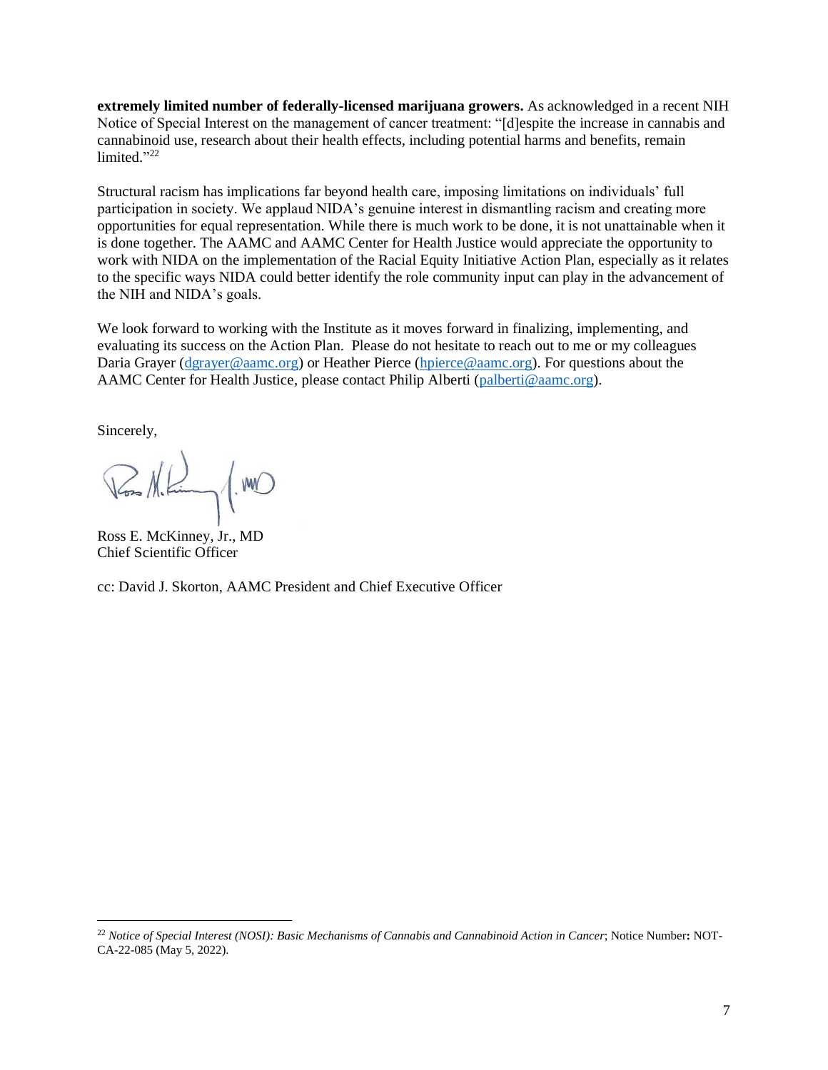**extremely limited number of federally-licensed marijuana growers.** As acknowledged in a recent NIH Notice of Special Interest on the management of cancer treatment: "[d]espite the increase in cannabis and cannabinoid use, research about their health effects, including potential harms and benefits, remain limited."[22]

Structural racism has implications far beyond health care, imposing limitations on individuals' full participation in society. We applaud NIDA's genuine interest in dismantling racism and creating more opportunities for equal representation. While there is much work to be done, it is not unattainable when it is done together. The AAMC and AAMC Center for Health Justice would appreciate the opportunity to work with NIDA on the implementation of the Racial Equity Initiative Action Plan, especially as it relates to the specific ways NIDA could better identify the role community input can play in the advancement of the NIH and NIDA's goals.

We look forward to working with the Institute as it moves forward in finalizing, implementing, and evaluating its success on the Action Plan. Please do not hesitate to reach out to me or my colleagues Daria Grayer (dgrayer@aamc.org) or Heather Pierce (hpierce@aamc.org). For questions about the AAMC Center for Health Justice, please contact Philip Alberti (palberti@aamc.org).

Sincerely,

Ross E. McKinney, Jr., MD
Chief Scientific Officer

cc: David J. Skorton, AAMC President and Chief Executive Officer

---

[22] *Notice of Special Interest (NOSI): Basic Mechanisms of Cannabis and Cannabinoid Action in Cancer*; Notice Number**:** NOT-CA-22-085 (May 5, 2022).